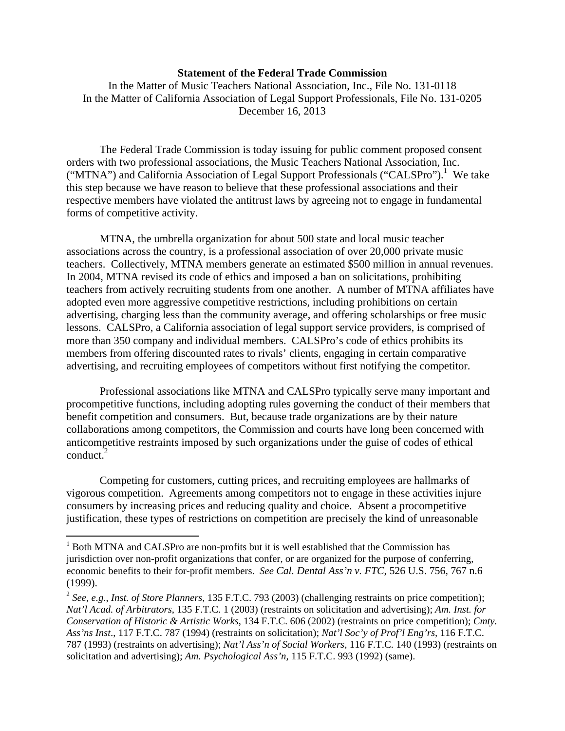**Statement of the Federal Trade Commission**

In the Matter of Music Teachers National Association, Inc., File No. 131-0118
In the Matter of California Association of Legal Support Professionals, File No. 131-0205
December 16, 2013

The Federal Trade Commission is today issuing for public comment proposed consent orders with two professional associations, the Music Teachers National Association, Inc. ("MTNA") and California Association of Legal Support Professionals ("CALSPro").[1] We take this step because we have reason to believe that these professional associations and their respective members have violated the antitrust laws by agreeing not to engage in fundamental forms of competitive activity.

MTNA, the umbrella organization for about 500 state and local music teacher associations across the country, is a professional association of over 20,000 private music teachers. Collectively, MTNA members generate an estimated $500 million in annual revenues. In 2004, MTNA revised its code of ethics and imposed a ban on solicitations, prohibiting teachers from actively recruiting students from one another. A number of MTNA affiliates have adopted even more aggressive competitive restrictions, including prohibitions on certain advertising, charging less than the community average, and offering scholarships or free music lessons. CALSPro, a California association of legal support service providers, is comprised of more than 350 company and individual members. CALSPro's code of ethics prohibits its members from offering discounted rates to rivals' clients, engaging in certain comparative advertising, and recruiting employees of competitors without first notifying the competitor.

Professional associations like MTNA and CALSPro typically serve many important and procompetitive functions, including adopting rules governing the conduct of their members that benefit competition and consumers. But, because trade organizations are by their nature collaborations among competitors, the Commission and courts have long been concerned with anticompetitive restraints imposed by such organizations under the guise of codes of ethical conduct.[2]

Competing for customers, cutting prices, and recruiting employees are hallmarks of vigorous competition. Agreements among competitors not to engage in these activities injure consumers by increasing prices and reducing quality and choice. Absent a procompetitive justification, these types of restrictions on competition are precisely the kind of unreasonable

[1] Both MTNA and CALSPro are non-profits but it is well established that the Commission has jurisdiction over non-profit organizations that confer, or are organized for the purpose of conferring, economic benefits to their for-profit members. *See Cal. Dental Ass'n v. FTC*, 526 U.S. 756, 767 n.6 (1999).

[2] *See*, *e.g.*, *Inst. of Store Planners*, 135 F.T.C. 793 (2003) (challenging restraints on price competition); *Nat'l Acad. of Arbitrators*, 135 F.T.C. 1 (2003) (restraints on solicitation and advertising); *Am. Inst. for Conservation of Historic & Artistic Works*, 134 F.T.C. 606 (2002) (restraints on price competition); *Cmty. Ass'ns Inst*., 117 F.T.C. 787 (1994) (restraints on solicitation); *Nat'l Soc'y of Prof'l Eng'rs*, 116 F.T.C. 787 (1993) (restraints on advertising); *Nat'l Ass'n of Social Workers*, 116 F.T.C. 140 (1993) (restraints on solicitation and advertising); *Am. Psychological Ass'n*, 115 F.T.C. 993 (1992) (same).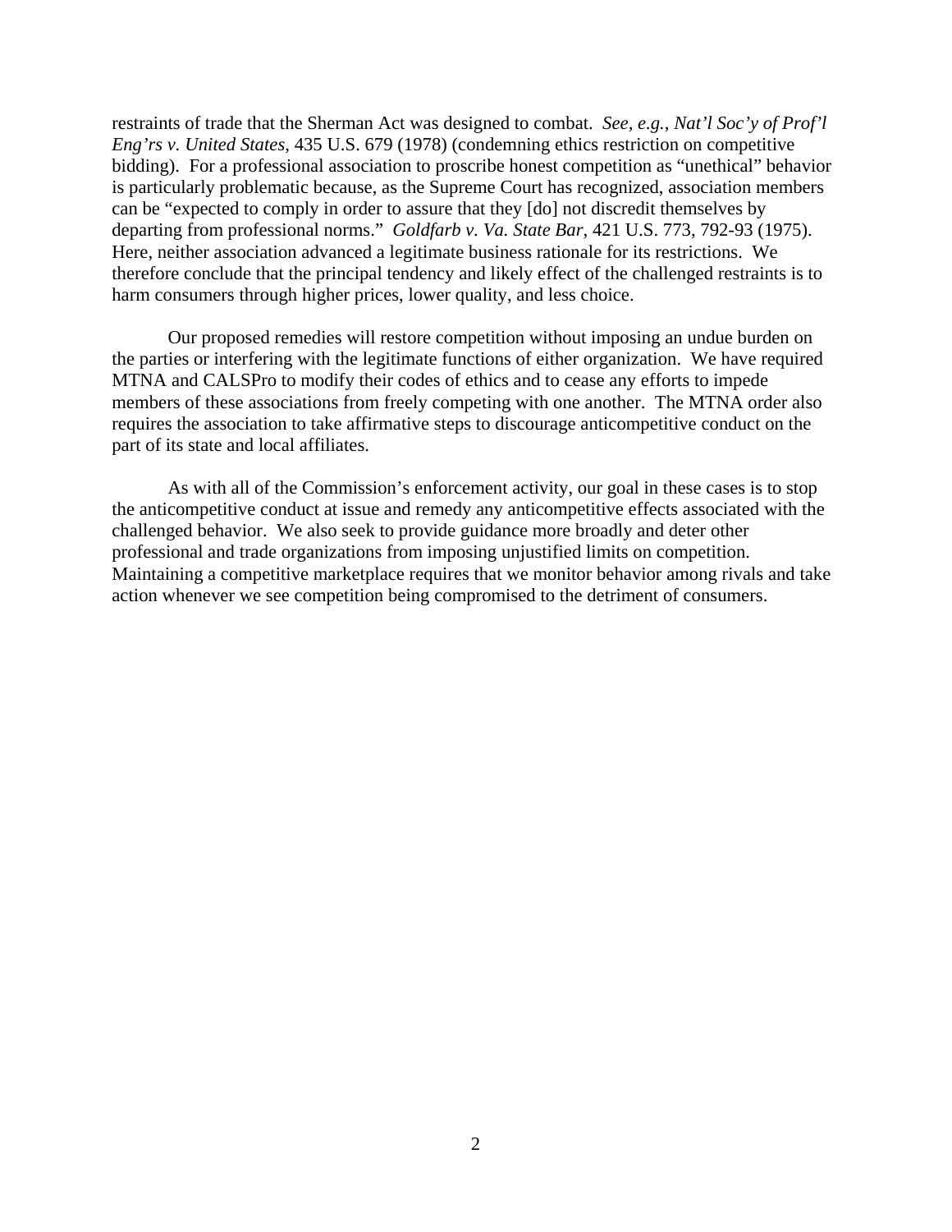restraints of trade that the Sherman Act was designed to combat. *See, e.g., Nat'l Soc'y of Prof'l Eng'rs v. United States*, 435 U.S. 679 (1978) (condemning ethics restriction on competitive bidding). For a professional association to proscribe honest competition as "unethical" behavior is particularly problematic because, as the Supreme Court has recognized, association members can be "expected to comply in order to assure that they [do] not discredit themselves by departing from professional norms." *Goldfarb v. Va. State Bar*, 421 U.S. 773, 792-93 (1975). Here, neither association advanced a legitimate business rationale for its restrictions. We therefore conclude that the principal tendency and likely effect of the challenged restraints is to harm consumers through higher prices, lower quality, and less choice.

Our proposed remedies will restore competition without imposing an undue burden on the parties or interfering with the legitimate functions of either organization. We have required MTNA and CALSPro to modify their codes of ethics and to cease any efforts to impede members of these associations from freely competing with one another. The MTNA order also requires the association to take affirmative steps to discourage anticompetitive conduct on the part of its state and local affiliates.

As with all of the Commission's enforcement activity, our goal in these cases is to stop the anticompetitive conduct at issue and remedy any anticompetitive effects associated with the challenged behavior. We also seek to provide guidance more broadly and deter other professional and trade organizations from imposing unjustified limits on competition. Maintaining a competitive marketplace requires that we monitor behavior among rivals and take action whenever we see competition being compromised to the detriment of consumers.